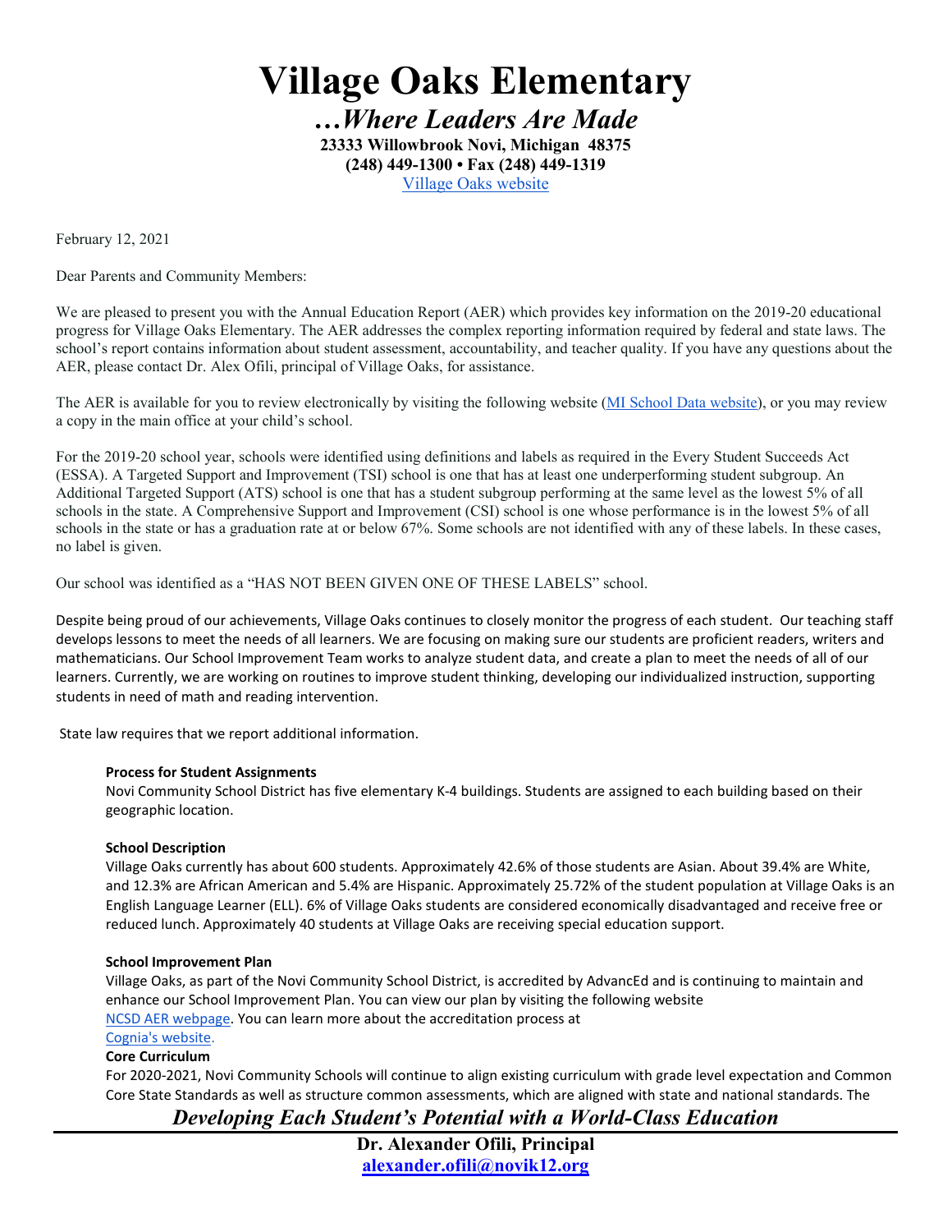# Village Oaks Elementary

***…Where Leaders Are Made***

**23333 Willowbrook Novi, Michigan 48375**
**(248) 449-1300 • Fax (248) 449-1319**
Village Oaks website

February 12, 2021

Dear Parents and Community Members:

We are pleased to present you with the Annual Education Report (AER) which provides key information on the 2019-20 educational progress for Village Oaks Elementary. The AER addresses the complex reporting information required by federal and state laws. The school's report contains information about student assessment, accountability, and teacher quality. If you have any questions about the AER, please contact Dr. Alex Ofili, principal of Village Oaks, for assistance.

The AER is available for you to review electronically by visiting the following website (MI School Data website), or you may review a copy in the main office at your child's school.

For the 2019-20 school year, schools were identified using definitions and labels as required in the Every Student Succeeds Act (ESSA). A Targeted Support and Improvement (TSI) school is one that has at least one underperforming student subgroup. An Additional Targeted Support (ATS) school is one that has a student subgroup performing at the same level as the lowest 5% of all schools in the state. A Comprehensive Support and Improvement (CSI) school is one whose performance is in the lowest 5% of all schools in the state or has a graduation rate at or below 67%. Some schools are not identified with any of these labels. In these cases, no label is given.

Our school was identified as a "HAS NOT BEEN GIVEN ONE OF THESE LABELS" school.

Despite being proud of our achievements, Village Oaks continues to closely monitor the progress of each student. Our teaching staff develops lessons to meet the needs of all learners. We are focusing on making sure our students are proficient readers, writers and mathematicians. Our School Improvement Team works to analyze student data, and create a plan to meet the needs of all of our learners. Currently, we are working on routines to improve student thinking, developing our individualized instruction, supporting students in need of math and reading intervention.

State law requires that we report additional information.

**Process for Student Assignments**

Novi Community School District has five elementary K-4 buildings. Students are assigned to each building based on their geographic location.

**School Description**

Village Oaks currently has about 600 students. Approximately 42.6% of those students are Asian. About 39.4% are White, and 12.3% are African American and 5.4% are Hispanic. Approximately 25.72% of the student population at Village Oaks is an English Language Learner (ELL). 6% of Village Oaks students are considered economically disadvantaged and receive free or reduced lunch. Approximately 40 students at Village Oaks are receiving special education support.

**School Improvement Plan**

Village Oaks, as part of the Novi Community School District, is accredited by AdvancEd and is continuing to maintain and enhance our School Improvement Plan. You can view our plan by visiting the following website NCSD AER webpage. You can learn more about the accreditation process at Cognia's website.

**Core Curriculum**

For 2020-2021, Novi Community Schools will continue to align existing curriculum with grade level expectation and Common Core State Standards as well as structure common assessments, which are aligned with state and national standards. The

***Developing Each Student's Potential with a World-Class Education***

**Dr. Alexander Ofili, Principal**
**alexander.ofili@novik12.org**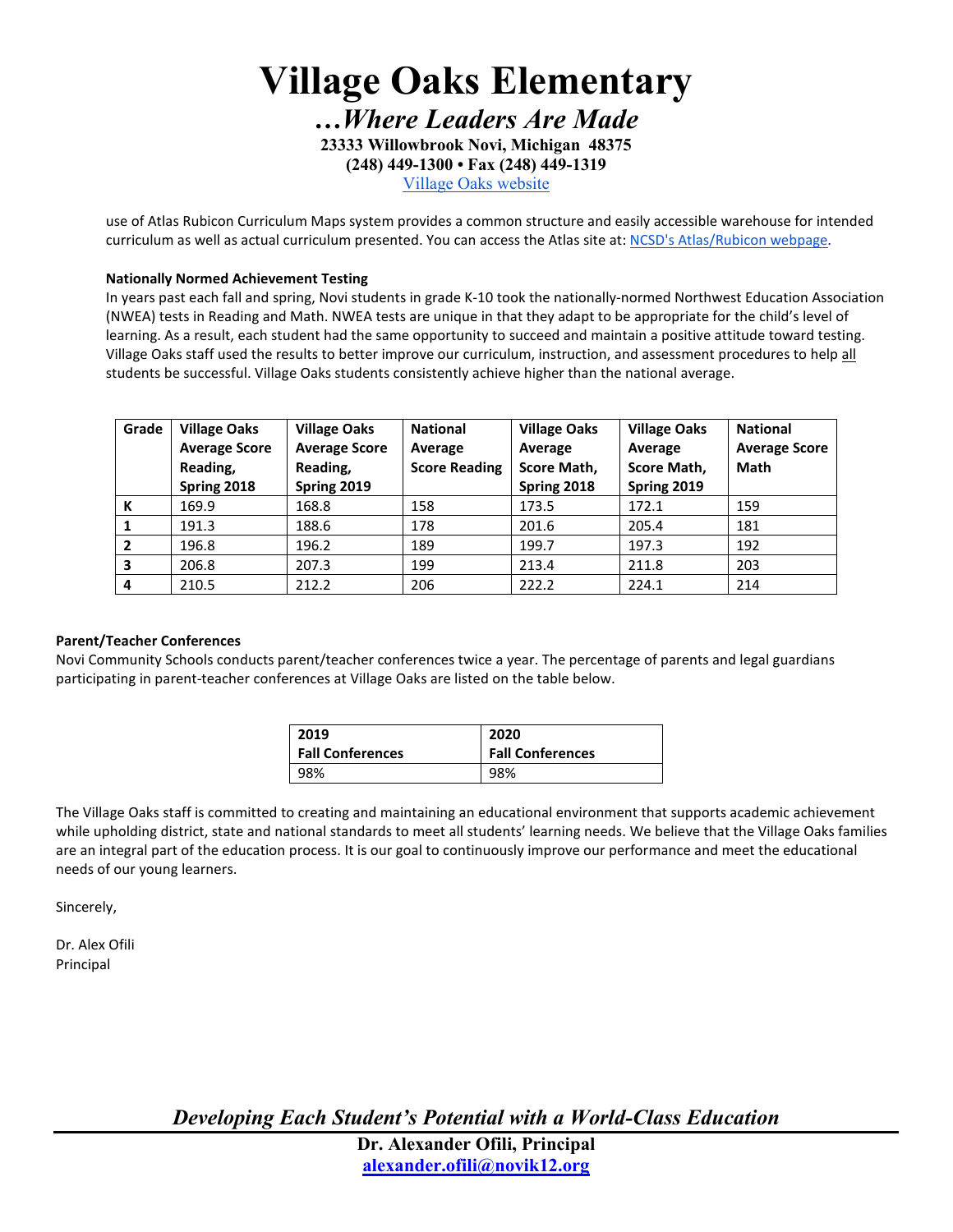# Village Oaks Elementary

### *…Where Leaders Are Made*

**23333 Willowbrook Novi, Michigan 48375**
**(248) 449-1300 • Fax (248) 449-1319**
[Village Oaks website]

use of Atlas Rubicon Curriculum Maps system provides a common structure and easily accessible warehouse for intended curriculum as well as actual curriculum presented. You can access the Atlas site at: [NCSD's Atlas/Rubicon webpage].

**Nationally Normed Achievement Testing**

In years past each fall and spring, Novi students in grade K-10 took the nationally-normed Northwest Education Association (NWEA) tests in Reading and Math. NWEA tests are unique in that they adapt to be appropriate for the child's level of learning. As a result, each student had the same opportunity to succeed and maintain a positive attitude toward testing. Village Oaks staff used the results to better improve our curriculum, instruction, and assessment procedures to help all students be successful. Village Oaks students consistently achieve higher than the national average.

| Grade | Village Oaks Average Score Reading, Spring 2018 | Village Oaks Average Score Reading, Spring 2019 | National Average Score Reading | Village Oaks Average Score Math, Spring 2018 | Village Oaks Average Score Math, Spring 2019 | National Average Score Math |
|---|---|---|---|---|---|---|
| **K** | 169.9 | 168.8 | 158 | 173.5 | 172.1 | 159 |
| **1** | 191.3 | 188.6 | 178 | 201.6 | 205.4 | 181 |
| **2** | 196.8 | 196.2 | 189 | 199.7 | 197.3 | 192 |
| **3** | 206.8 | 207.3 | 199 | 213.4 | 211.8 | 203 |
| **4** | 210.5 | 212.2 | 206 | 222.2 | 224.1 | 214 |

**Parent/Teacher Conferences**

Novi Community Schools conducts parent/teacher conferences twice a year. The percentage of parents and legal guardians participating in parent-teacher conferences at Village Oaks are listed on the table below.

| 2019 Fall Conferences | 2020 Fall Conferences |
|---|---|
| 98% | 98% |

The Village Oaks staff is committed to creating and maintaining an educational environment that supports academic achievement while upholding district, state and national standards to meet all students' learning needs. We believe that the Village Oaks families are an integral part of the education process. It is our goal to continuously improve our performance and meet the educational needs of our young learners.

Sincerely,

Dr. Alex Ofili
Principal

***Developing Each Student's Potential with a World-Class Education***

**Dr. Alexander Ofili, Principal**
**alexander.ofili@novik12.org**